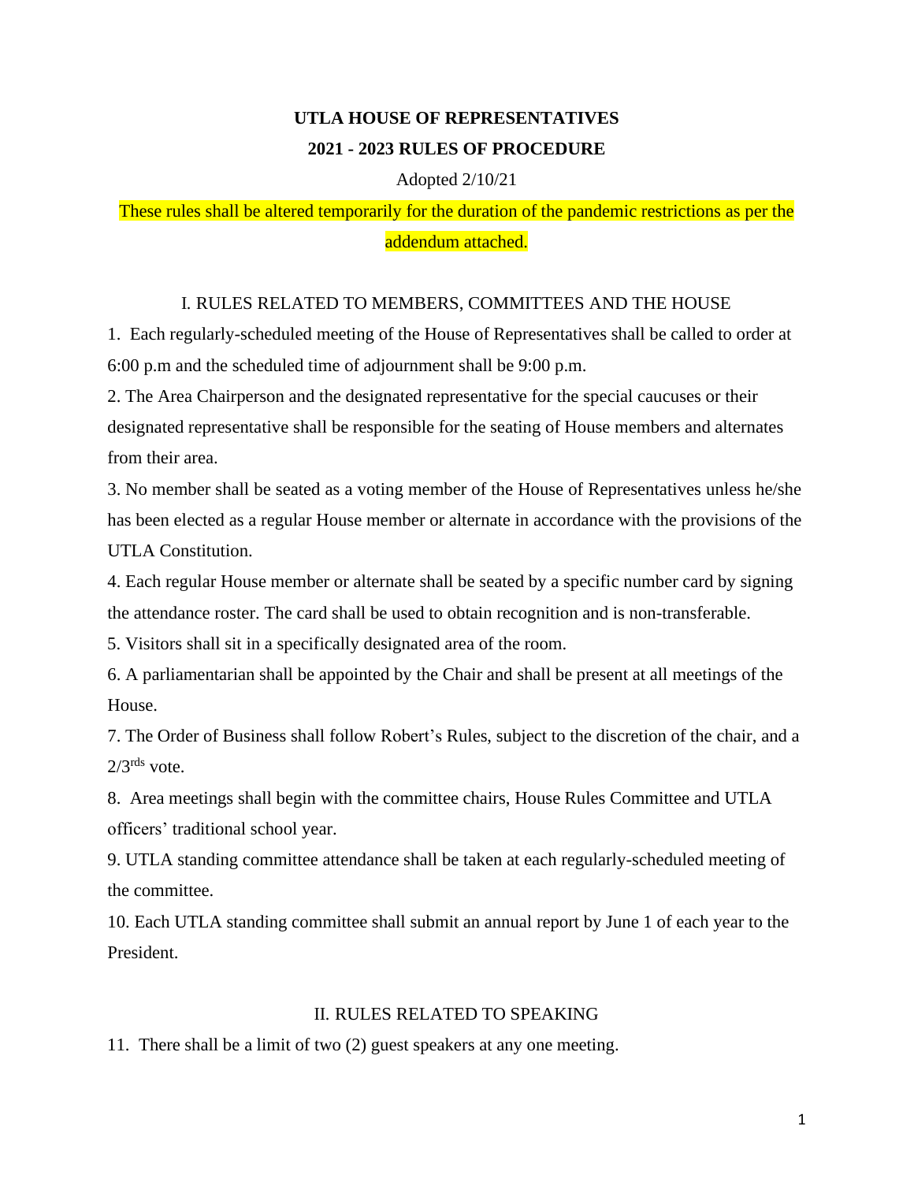# UTLA HOUSE OF REPRESENTATIVES

# 2021 - 2023 RULES OF PROCEDURE

Adopted 2/10/21

These rules shall be altered temporarily for the duration of the pandemic restrictions as per the addendum attached.

## I. RULES RELATED TO MEMBERS, COMMITTEES AND THE HOUSE

1. Each regularly-scheduled meeting of the House of Representatives shall be called to order at 6:00 p.m and the scheduled time of adjournment shall be 9:00 p.m.
2. The Area Chairperson and the designated representative for the special caucuses or their designated representative shall be responsible for the seating of House members and alternates from their area.
3. No member shall be seated as a voting member of the House of Representatives unless he/she has been elected as a regular House member or alternate in accordance with the provisions of the UTLA Constitution.
4. Each regular House member or alternate shall be seated by a specific number card by signing the attendance roster. The card shall be used to obtain recognition and is non-transferable.
5. Visitors shall sit in a specifically designated area of the room.
6. A parliamentarian shall be appointed by the Chair and shall be present at all meetings of the House.
7. The Order of Business shall follow Robert's Rules, subject to the discretion of the chair, and a 2/3rds vote.
8. Area meetings shall begin with the committee chairs, House Rules Committee and UTLA officers' traditional school year.
9. UTLA standing committee attendance shall be taken at each regularly-scheduled meeting of the committee.
10. Each UTLA standing committee shall submit an annual report by June 1 of each year to the President.

## II. RULES RELATED TO SPEAKING

11. There shall be a limit of two (2) guest speakers at any one meeting.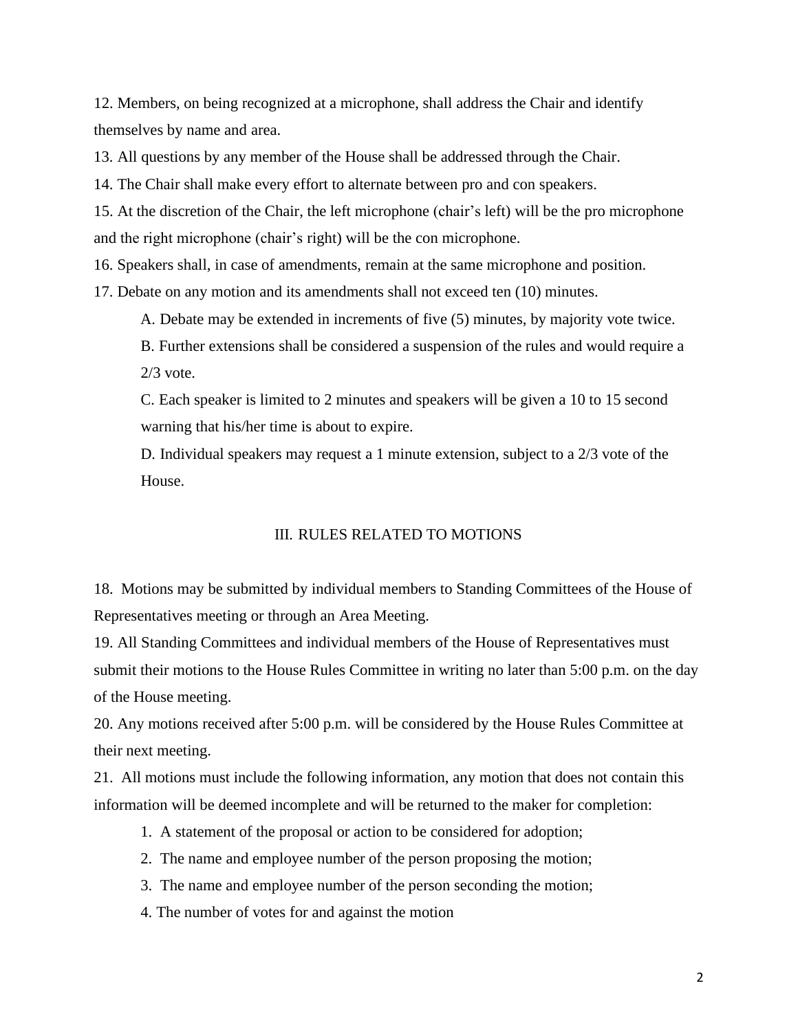12. Members, on being recognized at a microphone, shall address the Chair and identify themselves by name and area.

13. All questions by any member of the House shall be addressed through the Chair.

14. The Chair shall make every effort to alternate between pro and con speakers.

15. At the discretion of the Chair, the left microphone (chair's left) will be the pro microphone and the right microphone (chair's right) will be the con microphone.

16. Speakers shall, in case of amendments, remain at the same microphone and position.

17. Debate on any motion and its amendments shall not exceed ten (10) minutes.

   A. Debate may be extended in increments of five (5) minutes, by majority vote twice.

   B. Further extensions shall be considered a suspension of the rules and would require a 2/3 vote.

   C. Each speaker is limited to 2 minutes and speakers will be given a 10 to 15 second warning that his/her time is about to expire.

   D. Individual speakers may request a 1 minute extension, subject to a 2/3 vote of the House.

## III. RULES RELATED TO MOTIONS

18. Motions may be submitted by individual members to Standing Committees of the House of Representatives meeting or through an Area Meeting.

19. All Standing Committees and individual members of the House of Representatives must submit their motions to the House Rules Committee in writing no later than 5:00 p.m. on the day of the House meeting.

20. Any motions received after 5:00 p.m. will be considered by the House Rules Committee at their next meeting.

21. All motions must include the following information, any motion that does not contain this information will be deemed incomplete and will be returned to the maker for completion:

   1. A statement of the proposal or action to be considered for adoption;
   2. The name and employee number of the person proposing the motion;
   3. The name and employee number of the person seconding the motion;
   4. The number of votes for and against the motion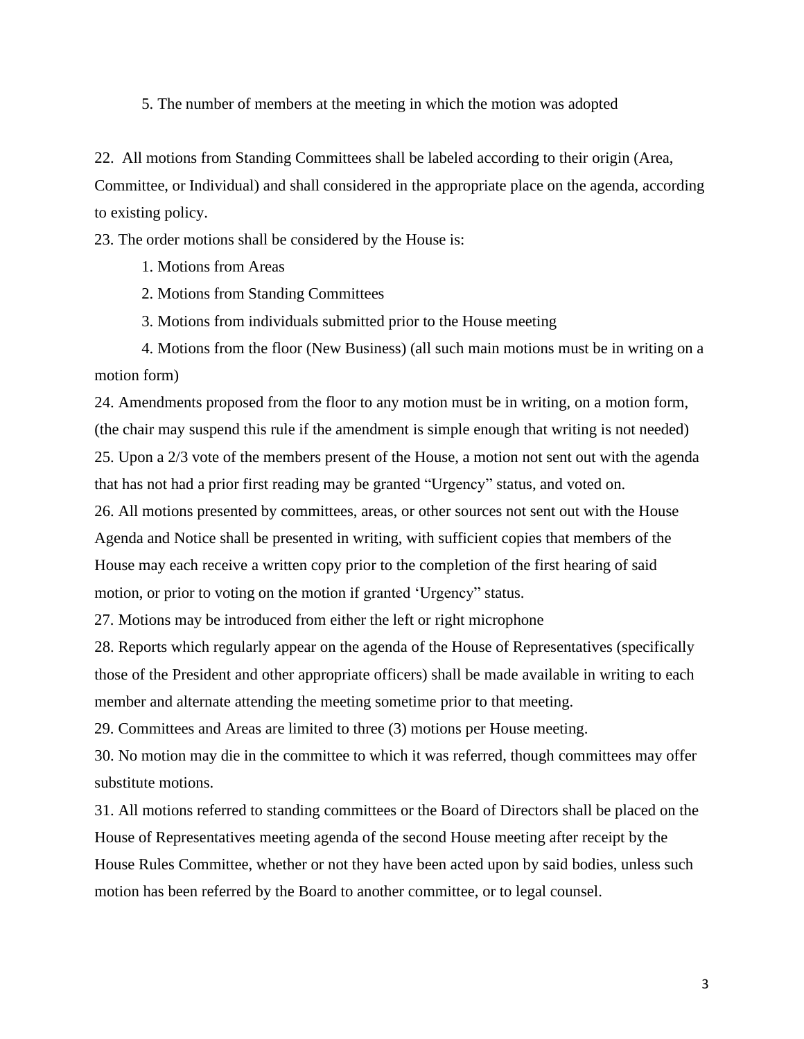5. The number of members at the meeting in which the motion was adopted

22. All motions from Standing Committees shall be labeled according to their origin (Area, Committee, or Individual) and shall considered in the appropriate place on the agenda, according to existing policy.

23. The order motions shall be considered by the House is:

1. Motions from Areas
2. Motions from Standing Committees
3. Motions from individuals submitted prior to the House meeting
4. Motions from the floor (New Business) (all such main motions must be in writing on a motion form)

24. Amendments proposed from the floor to any motion must be in writing, on a motion form, (the chair may suspend this rule if the amendment is simple enough that writing is not needed)

25. Upon a 2/3 vote of the members present of the House, a motion not sent out with the agenda that has not had a prior first reading may be granted "Urgency" status, and voted on.

26. All motions presented by committees, areas, or other sources not sent out with the House Agenda and Notice shall be presented in writing, with sufficient copies that members of the House may each receive a written copy prior to the completion of the first hearing of said motion, or prior to voting on the motion if granted 'Urgency" status.

27. Motions may be introduced from either the left or right microphone

28. Reports which regularly appear on the agenda of the House of Representatives (specifically those of the President and other appropriate officers) shall be made available in writing to each member and alternate attending the meeting sometime prior to that meeting.

29. Committees and Areas are limited to three (3) motions per House meeting.

30. No motion may die in the committee to which it was referred, though committees may offer substitute motions.

31. All motions referred to standing committees or the Board of Directors shall be placed on the House of Representatives meeting agenda of the second House meeting after receipt by the House Rules Committee, whether or not they have been acted upon by said bodies, unless such motion has been referred by the Board to another committee, or to legal counsel.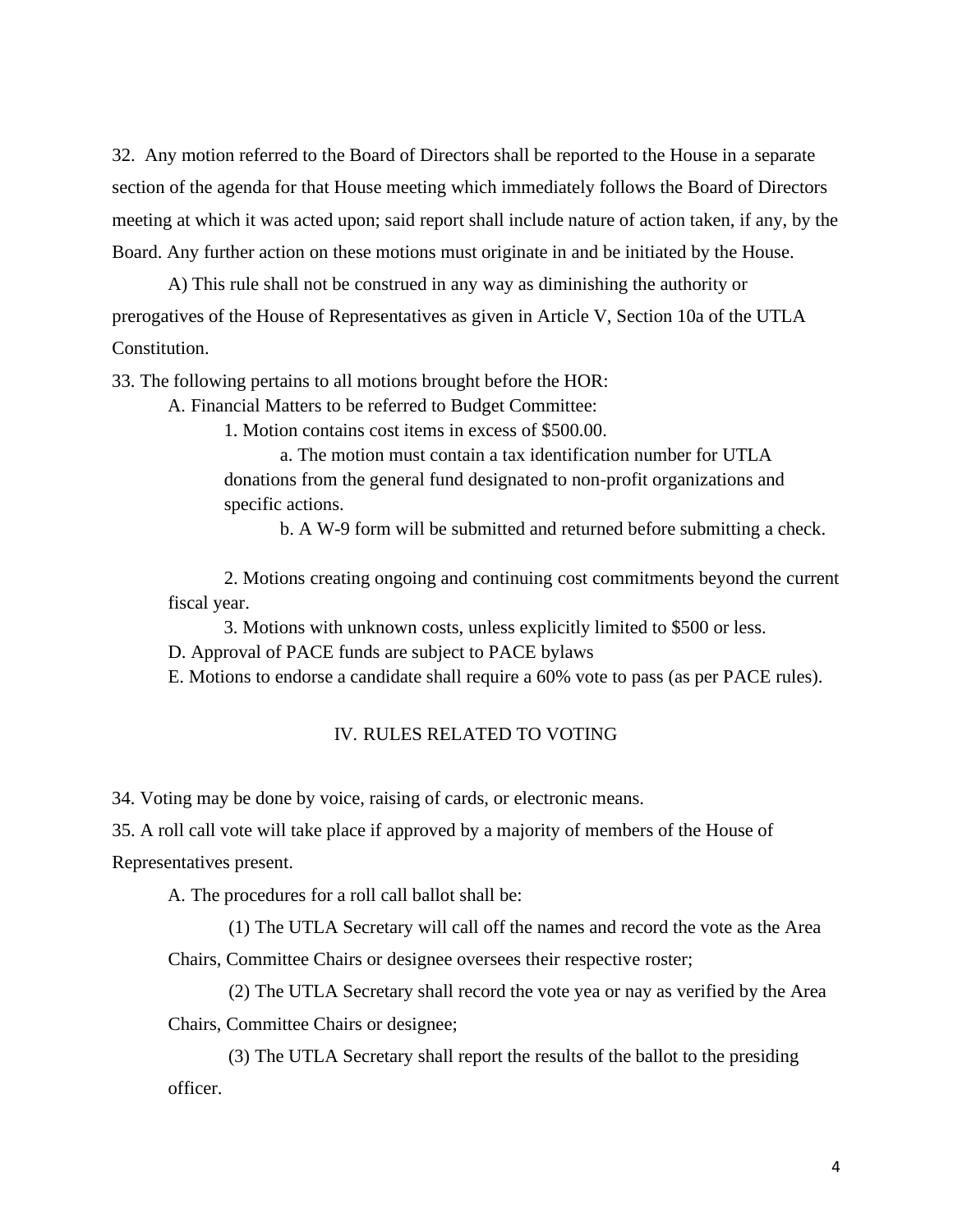32. Any motion referred to the Board of Directors shall be reported to the House in a separate section of the agenda for that House meeting which immediately follows the Board of Directors meeting at which it was acted upon; said report shall include nature of action taken, if any, by the Board. Any further action on these motions must originate in and be initiated by the House.

A) This rule shall not be construed in any way as diminishing the authority or prerogatives of the House of Representatives as given in Article V, Section 10a of the UTLA Constitution.

33. The following pertains to all motions brought before the HOR:

A. Financial Matters to be referred to Budget Committee:

1. Motion contains cost items in excess of $500.00.

a. The motion must contain a tax identification number for UTLA donations from the general fund designated to non-profit organizations and specific actions.

b. A W-9 form will be submitted and returned before submitting a check.

2. Motions creating ongoing and continuing cost commitments beyond the current fiscal year.

3. Motions with unknown costs, unless explicitly limited to $500 or less.

D. Approval of PACE funds are subject to PACE bylaws

E. Motions to endorse a candidate shall require a 60% vote to pass (as per PACE rules).

## IV. RULES RELATED TO VOTING

34. Voting may be done by voice, raising of cards, or electronic means.

35. A roll call vote will take place if approved by a majority of members of the House of Representatives present.

A. The procedures for a roll call ballot shall be:

(1) The UTLA Secretary will call off the names and record the vote as the Area Chairs, Committee Chairs or designee oversees their respective roster;

(2) The UTLA Secretary shall record the vote yea or nay as verified by the Area Chairs, Committee Chairs or designee;

(3) The UTLA Secretary shall report the results of the ballot to the presiding officer.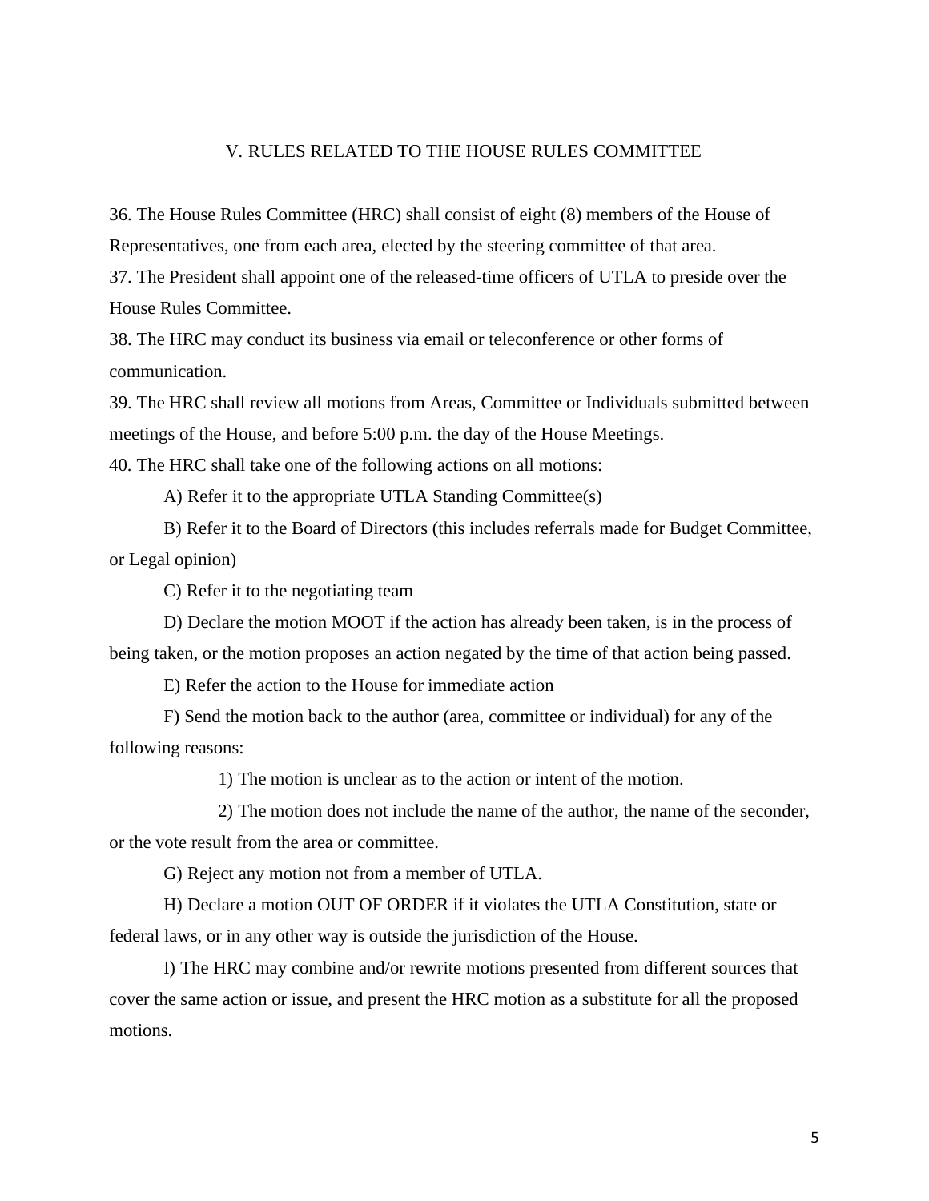## V. RULES RELATED TO THE HOUSE RULES COMMITTEE

36. The House Rules Committee (HRC) shall consist of eight (8) members of the House of Representatives, one from each area, elected by the steering committee of that area.
37. The President shall appoint one of the released-time officers of UTLA to preside over the House Rules Committee.
38. The HRC may conduct its business via email or teleconference or other forms of communication.
39. The HRC shall review all motions from Areas, Committee or Individuals submitted between meetings of the House, and before 5:00 p.m. the day of the House Meetings.
40. The HRC shall take one of the following actions on all motions:

A) Refer it to the appropriate UTLA Standing Committee(s)

B) Refer it to the Board of Directors (this includes referrals made for Budget Committee, or Legal opinion)

C) Refer it to the negotiating team

D) Declare the motion MOOT if the action has already been taken, is in the process of being taken, or the motion proposes an action negated by the time of that action being passed.

E) Refer the action to the House for immediate action

F) Send the motion back to the author (area, committee or individual) for any of the following reasons:

1) The motion is unclear as to the action or intent of the motion.

2) The motion does not include the name of the author, the name of the seconder, or the vote result from the area or committee.

G) Reject any motion not from a member of UTLA.

H) Declare a motion OUT OF ORDER if it violates the UTLA Constitution, state or federal laws, or in any other way is outside the jurisdiction of the House.

I) The HRC may combine and/or rewrite motions presented from different sources that cover the same action or issue, and present the HRC motion as a substitute for all the proposed motions.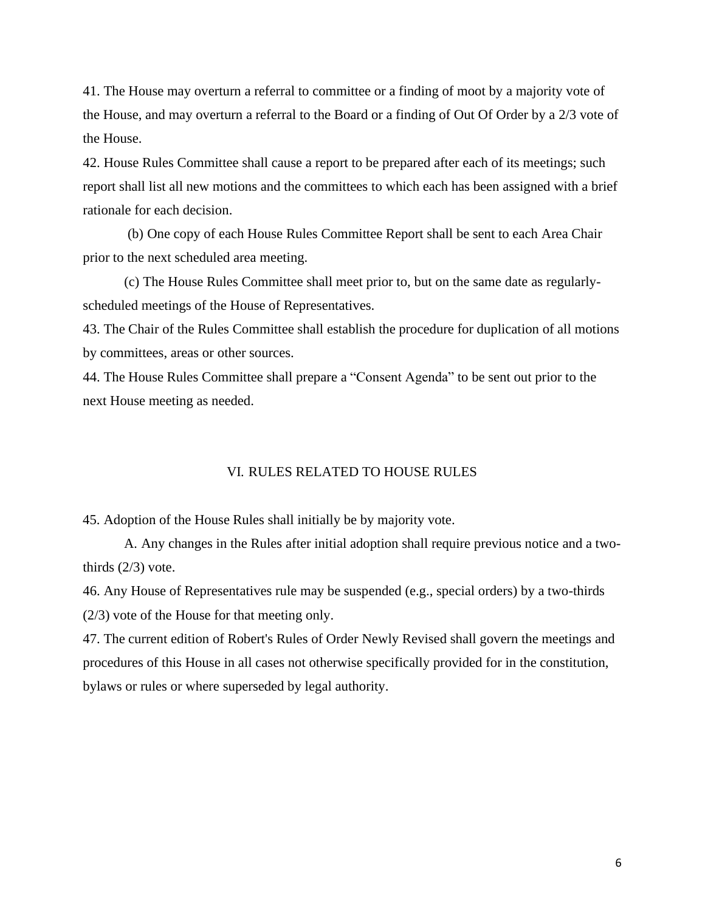41. The House may overturn a referral to committee or a finding of moot by a majority vote of the House, and may overturn a referral to the Board or a finding of Out Of Order by a 2/3 vote of the House.

42. House Rules Committee shall cause a report to be prepared after each of its meetings; such report shall list all new motions and the committees to which each has been assigned with a brief rationale for each decision.

(b) One copy of each House Rules Committee Report shall be sent to each Area Chair prior to the next scheduled area meeting.

(c) The House Rules Committee shall meet prior to, but on the same date as regularly-scheduled meetings of the House of Representatives.

43. The Chair of the Rules Committee shall establish the procedure for duplication of all motions by committees, areas or other sources.

44. The House Rules Committee shall prepare a "Consent Agenda" to be sent out prior to the next House meeting as needed.

## VI. RULES RELATED TO HOUSE RULES

45. Adoption of the House Rules shall initially be by majority vote.

A. Any changes in the Rules after initial adoption shall require previous notice and a two-thirds (2/3) vote.

46. Any House of Representatives rule may be suspended (e.g., special orders) by a two-thirds (2/3) vote of the House for that meeting only.

47. The current edition of Robert's Rules of Order Newly Revised shall govern the meetings and procedures of this House in all cases not otherwise specifically provided for in the constitution, bylaws or rules or where superseded by legal authority.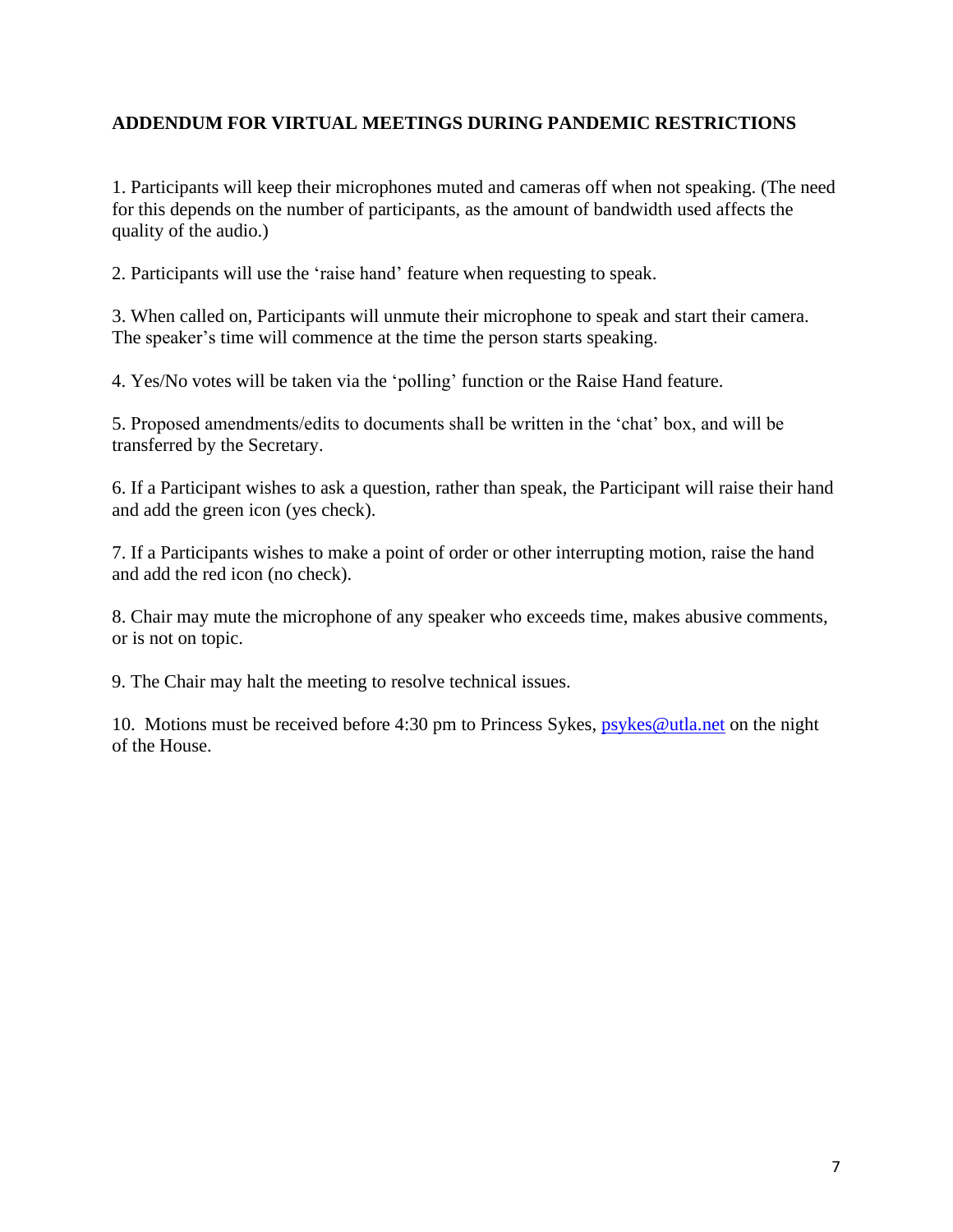**ADDENDUM FOR VIRTUAL MEETINGS DURING PANDEMIC RESTRICTIONS**

1. Participants will keep their microphones muted and cameras off when not speaking. (The need for this depends on the number of participants, as the amount of bandwidth used affects the quality of the audio.)

2. Participants will use the 'raise hand' feature when requesting to speak.

3. When called on, Participants will unmute their microphone to speak and start their camera. The speaker's time will commence at the time the person starts speaking.

4. Yes/No votes will be taken via the 'polling' function or the Raise Hand feature.

5. Proposed amendments/edits to documents shall be written in the 'chat' box, and will be transferred by the Secretary.

6. If a Participant wishes to ask a question, rather than speak, the Participant will raise their hand and add the green icon (yes check).

7. If a Participants wishes to make a point of order or other interrupting motion, raise the hand and add the red icon (no check).

8. Chair may mute the microphone of any speaker who exceeds time, makes abusive comments, or is not on topic.

9. The Chair may halt the meeting to resolve technical issues.

10. Motions must be received before 4:30 pm to Princess Sykes, [psykes@utla.net](mailto:psykes@utla.net) on the night of the House.